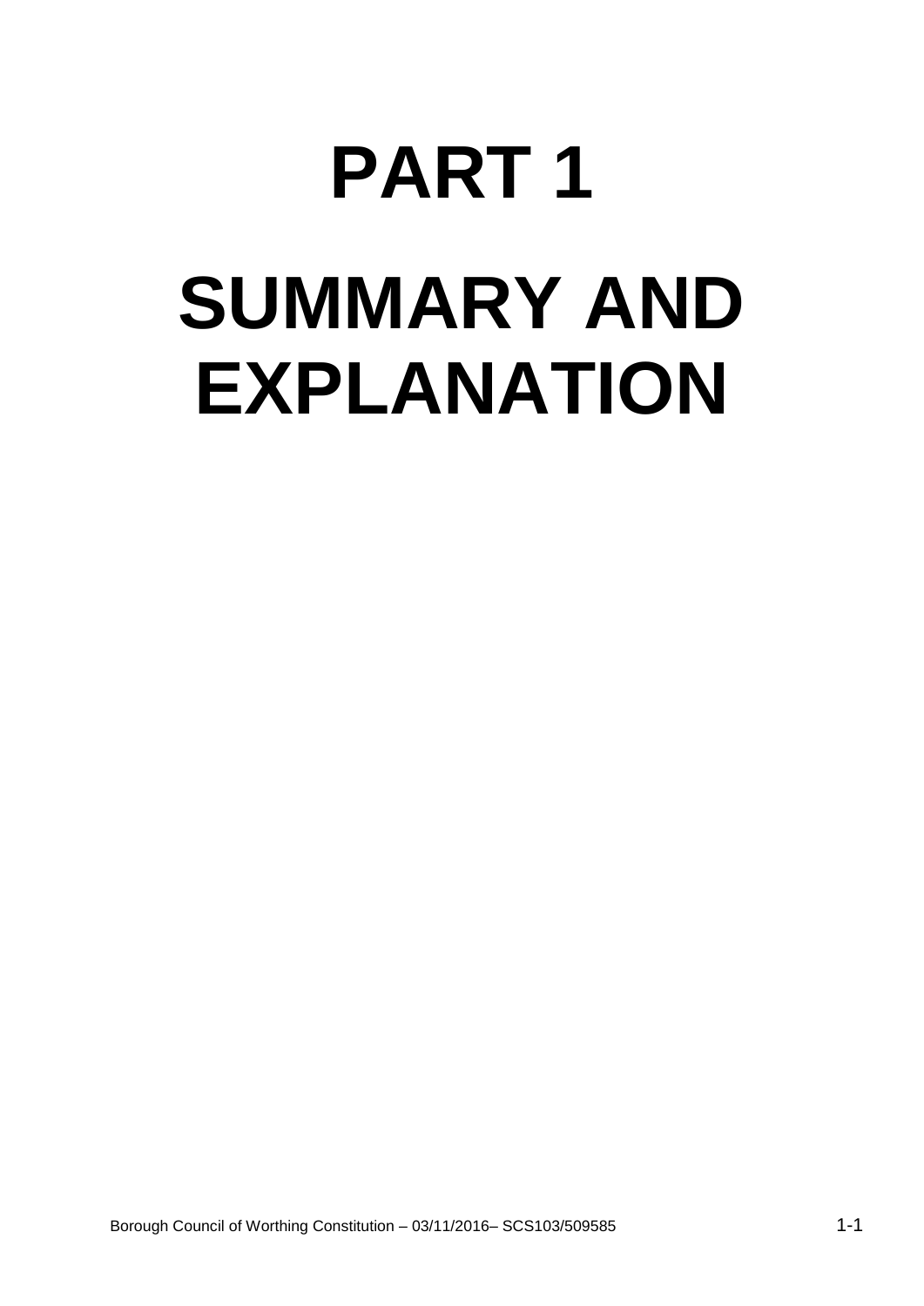# PART 1

# SUMMARY AND EXPLANATION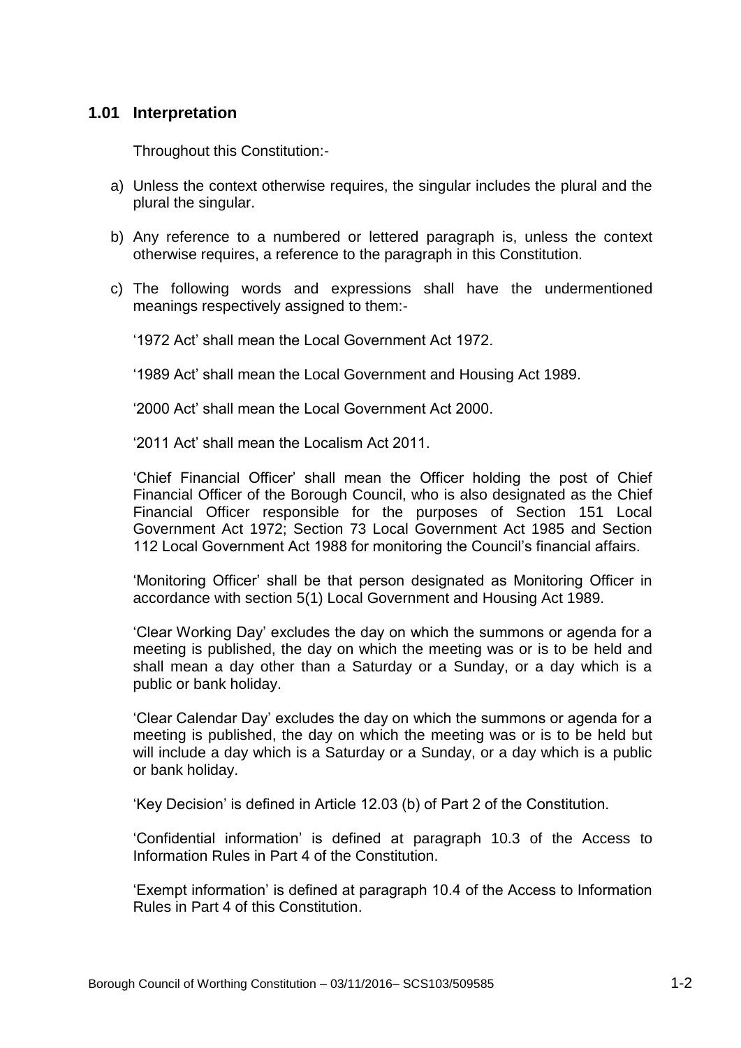## 1.01 Interpretation

Throughout this Constitution:-

a) Unless the context otherwise requires, the singular includes the plural and the plural the singular.

b) Any reference to a numbered or lettered paragraph is, unless the context otherwise requires, a reference to the paragraph in this Constitution.

c) The following words and expressions shall have the undermentioned meanings respectively assigned to them:-

'1972 Act' shall mean the Local Government Act 1972.

'1989 Act' shall mean the Local Government and Housing Act 1989.

'2000 Act' shall mean the Local Government Act 2000.

'2011 Act' shall mean the Localism Act 2011.

'Chief Financial Officer' shall mean the Officer holding the post of Chief Financial Officer of the Borough Council, who is also designated as the Chief Financial Officer responsible for the purposes of Section 151 Local Government Act 1972; Section 73 Local Government Act 1985 and Section 112 Local Government Act 1988 for monitoring the Council's financial affairs.

'Monitoring Officer' shall be that person designated as Monitoring Officer in accordance with section 5(1) Local Government and Housing Act 1989.

'Clear Working Day' excludes the day on which the summons or agenda for a meeting is published, the day on which the meeting was or is to be held and shall mean a day other than a Saturday or a Sunday, or a day which is a public or bank holiday.

'Clear Calendar Day' excludes the day on which the summons or agenda for a meeting is published, the day on which the meeting was or is to be held but will include a day which is a Saturday or a Sunday, or a day which is a public or bank holiday.

'Key Decision' is defined in Article 12.03 (b) of Part 2 of the Constitution.

'Confidential information' is defined at paragraph 10.3 of the Access to Information Rules in Part 4 of the Constitution.

'Exempt information' is defined at paragraph 10.4 of the Access to Information Rules in Part 4 of this Constitution.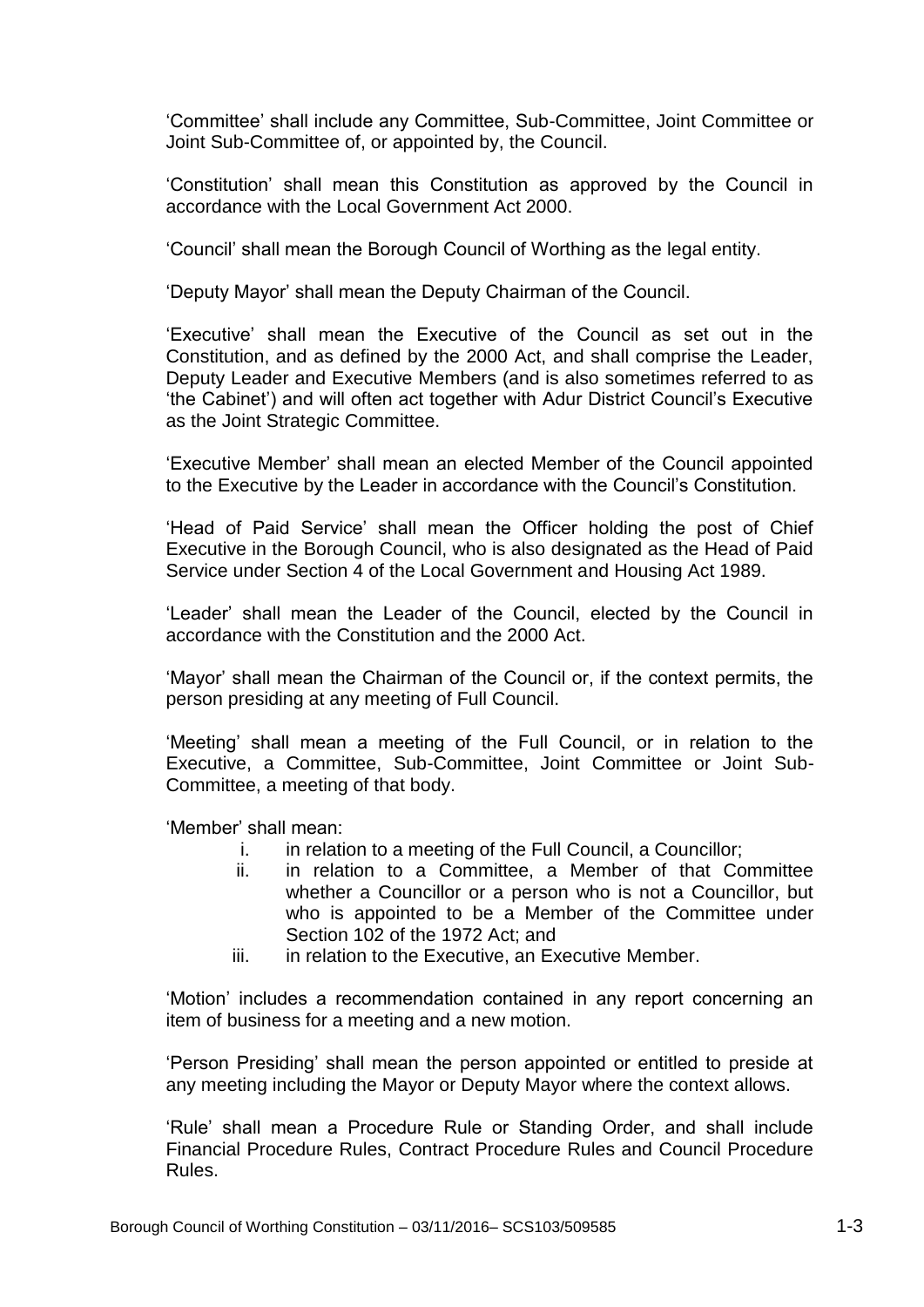'Committee' shall include any Committee, Sub-Committee, Joint Committee or Joint Sub-Committee of, or appointed by, the Council.

'Constitution' shall mean this Constitution as approved by the Council in accordance with the Local Government Act 2000.

'Council' shall mean the Borough Council of Worthing as the legal entity.

'Deputy Mayor' shall mean the Deputy Chairman of the Council.

'Executive' shall mean the Executive of the Council as set out in the Constitution, and as defined by the 2000 Act, and shall comprise the Leader, Deputy Leader and Executive Members (and is also sometimes referred to as 'the Cabinet') and will often act together with Adur District Council's Executive as the Joint Strategic Committee.

'Executive Member' shall mean an elected Member of the Council appointed to the Executive by the Leader in accordance with the Council's Constitution.

'Head of Paid Service' shall mean the Officer holding the post of Chief Executive in the Borough Council, who is also designated as the Head of Paid Service under Section 4 of the Local Government and Housing Act 1989.

'Leader' shall mean the Leader of the Council, elected by the Council in accordance with the Constitution and the 2000 Act.

'Mayor' shall mean the Chairman of the Council or, if the context permits, the person presiding at any meeting of Full Council.

'Meeting' shall mean a meeting of the Full Council, or in relation to the Executive, a Committee, Sub-Committee, Joint Committee or Joint Sub-Committee, a meeting of that body.

'Member' shall mean:

i. in relation to a meeting of the Full Council, a Councillor;
ii. in relation to a Committee, a Member of that Committee whether a Councillor or a person who is not a Councillor, but who is appointed to be a Member of the Committee under Section 102 of the 1972 Act; and
iii. in relation to the Executive, an Executive Member.

'Motion' includes a recommendation contained in any report concerning an item of business for a meeting and a new motion.

'Person Presiding' shall mean the person appointed or entitled to preside at any meeting including the Mayor or Deputy Mayor where the context allows.

'Rule' shall mean a Procedure Rule or Standing Order, and shall include Financial Procedure Rules, Contract Procedure Rules and Council Procedure Rules.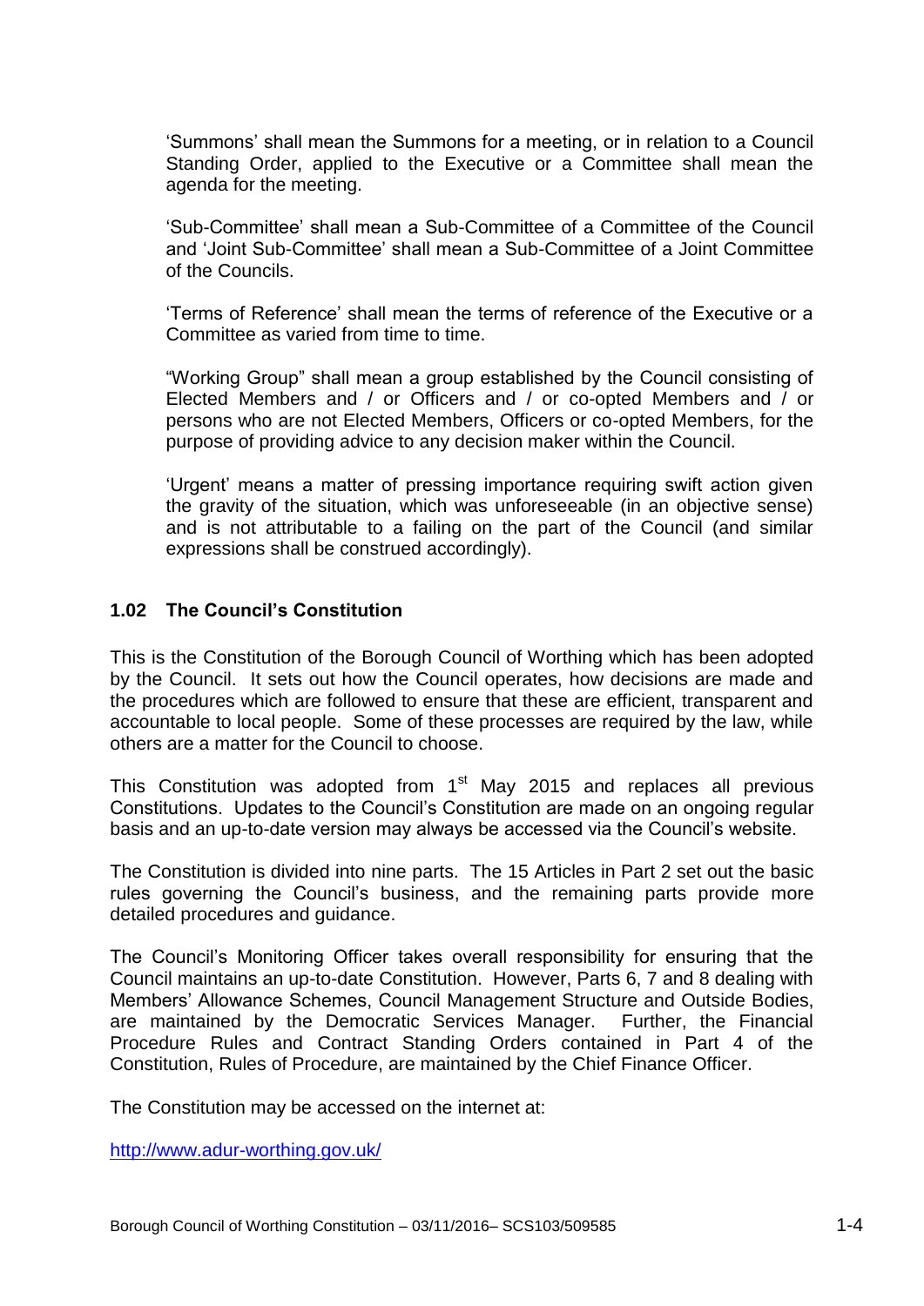'Summons' shall mean the Summons for a meeting, or in relation to a Council Standing Order, applied to the Executive or a Committee shall mean the agenda for the meeting.

'Sub-Committee' shall mean a Sub-Committee of a Committee of the Council and 'Joint Sub-Committee' shall mean a Sub-Committee of a Joint Committee of the Councils.

'Terms of Reference' shall mean the terms of reference of the Executive or a Committee as varied from time to time.

"Working Group" shall mean a group established by the Council consisting of Elected Members and / or Officers and / or co-opted Members and / or persons who are not Elected Members, Officers or co-opted Members, for the purpose of providing advice to any decision maker within the Council.

'Urgent' means a matter of pressing importance requiring swift action given the gravity of the situation, which was unforeseeable (in an objective sense) and is not attributable to a failing on the part of the Council (and similar expressions shall be construed accordingly).

### 1.02 The Council's Constitution

This is the Constitution of the Borough Council of Worthing which has been adopted by the Council. It sets out how the Council operates, how decisions are made and the procedures which are followed to ensure that these are efficient, transparent and accountable to local people. Some of these processes are required by the law, while others are a matter for the Council to choose.

This Constitution was adopted from 1st May 2015 and replaces all previous Constitutions. Updates to the Council's Constitution are made on an ongoing regular basis and an up-to-date version may always be accessed via the Council's website.

The Constitution is divided into nine parts. The 15 Articles in Part 2 set out the basic rules governing the Council's business, and the remaining parts provide more detailed procedures and guidance.

The Council's Monitoring Officer takes overall responsibility for ensuring that the Council maintains an up-to-date Constitution. However, Parts 6, 7 and 8 dealing with Members' Allowance Schemes, Council Management Structure and Outside Bodies, are maintained by the Democratic Services Manager. Further, the Financial Procedure Rules and Contract Standing Orders contained in Part 4 of the Constitution, Rules of Procedure, are maintained by the Chief Finance Officer.

The Constitution may be accessed on the internet at:

http://www.adur-worthing.gov.uk/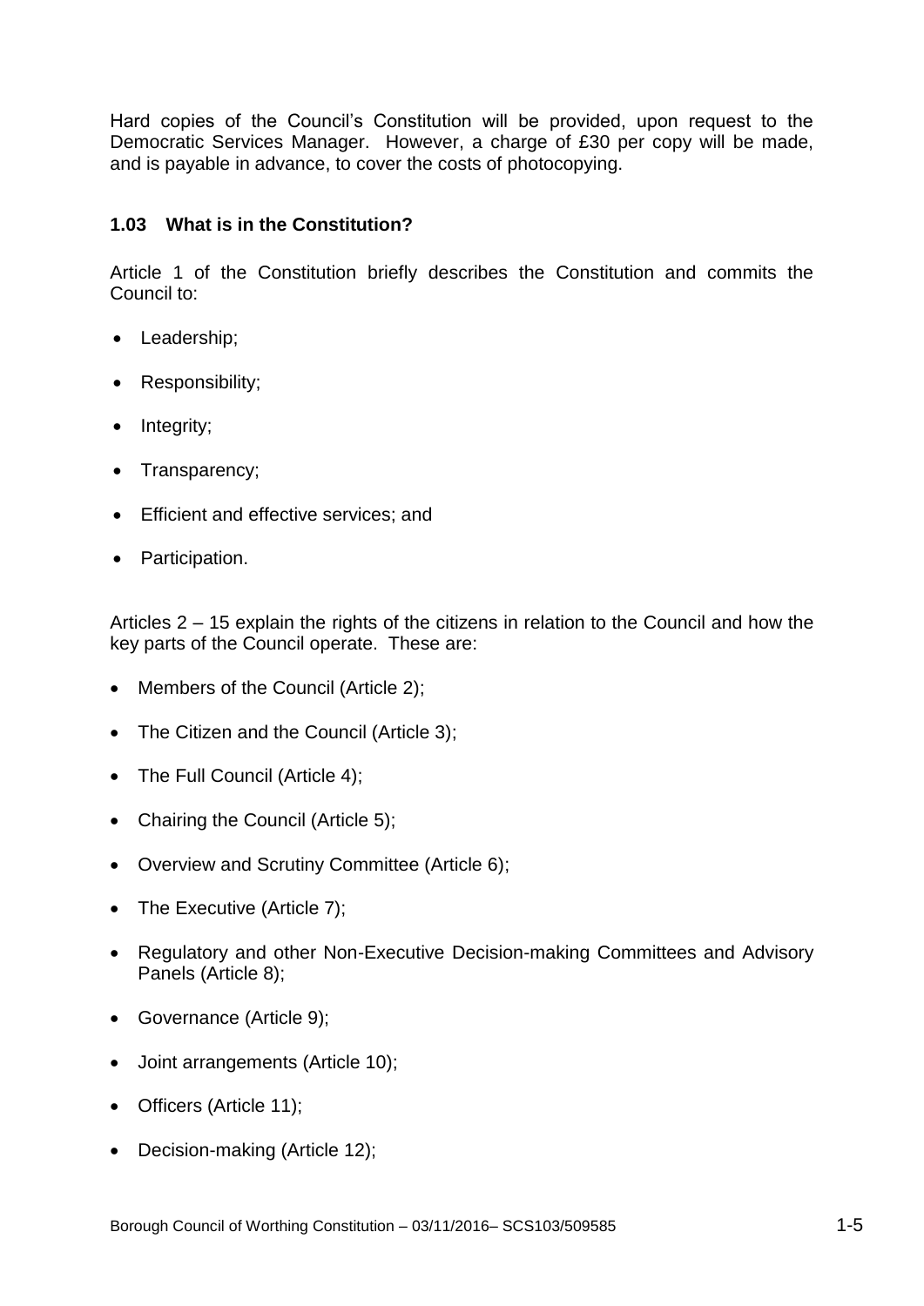Hard copies of the Council's Constitution will be provided, upon request to the Democratic Services Manager. However, a charge of £30 per copy will be made, and is payable in advance, to cover the costs of photocopying.

### 1.03 What is in the Constitution?

Article 1 of the Constitution briefly describes the Constitution and commits the Council to:

- Leadership;
- Responsibility;
- Integrity;
- Transparency;
- Efficient and effective services; and
- Participation.

Articles 2 – 15 explain the rights of the citizens in relation to the Council and how the key parts of the Council operate. These are:

- Members of the Council (Article 2);
- The Citizen and the Council (Article 3);
- The Full Council (Article 4);
- Chairing the Council (Article 5);
- Overview and Scrutiny Committee (Article 6);
- The Executive (Article 7);
- Regulatory and other Non-Executive Decision-making Committees and Advisory Panels (Article 8);
- Governance (Article 9);
- Joint arrangements (Article 10);
- Officers (Article 11);
- Decision-making (Article 12);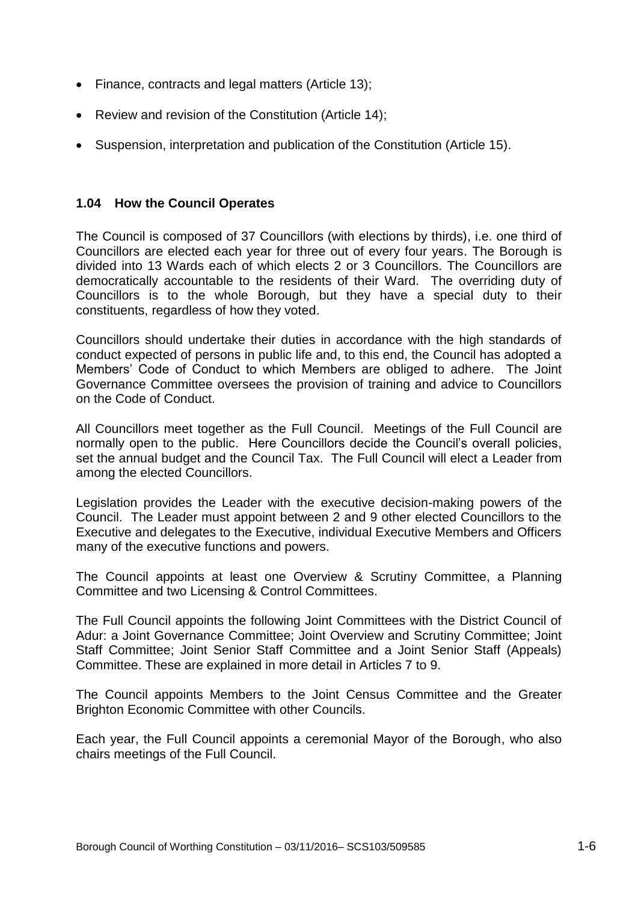- Finance, contracts and legal matters (Article 13);
- Review and revision of the Constitution (Article 14);
- Suspension, interpretation and publication of the Constitution (Article 15).

### 1.04 How the Council Operates

The Council is composed of 37 Councillors (with elections by thirds), i.e. one third of Councillors are elected each year for three out of every four years. The Borough is divided into 13 Wards each of which elects 2 or 3 Councillors. The Councillors are democratically accountable to the residents of their Ward. The overriding duty of Councillors is to the whole Borough, but they have a special duty to their constituents, regardless of how they voted.

Councillors should undertake their duties in accordance with the high standards of conduct expected of persons in public life and, to this end, the Council has adopted a Members' Code of Conduct to which Members are obliged to adhere. The Joint Governance Committee oversees the provision of training and advice to Councillors on the Code of Conduct.

All Councillors meet together as the Full Council. Meetings of the Full Council are normally open to the public. Here Councillors decide the Council's overall policies, set the annual budget and the Council Tax. The Full Council will elect a Leader from among the elected Councillors.

Legislation provides the Leader with the executive decision-making powers of the Council. The Leader must appoint between 2 and 9 other elected Councillors to the Executive and delegates to the Executive, individual Executive Members and Officers many of the executive functions and powers.

The Council appoints at least one Overview & Scrutiny Committee, a Planning Committee and two Licensing & Control Committees.

The Full Council appoints the following Joint Committees with the District Council of Adur: a Joint Governance Committee; Joint Overview and Scrutiny Committee; Joint Staff Committee; Joint Senior Staff Committee and a Joint Senior Staff (Appeals) Committee. These are explained in more detail in Articles 7 to 9.

The Council appoints Members to the Joint Census Committee and the Greater Brighton Economic Committee with other Councils.

Each year, the Full Council appoints a ceremonial Mayor of the Borough, who also chairs meetings of the Full Council.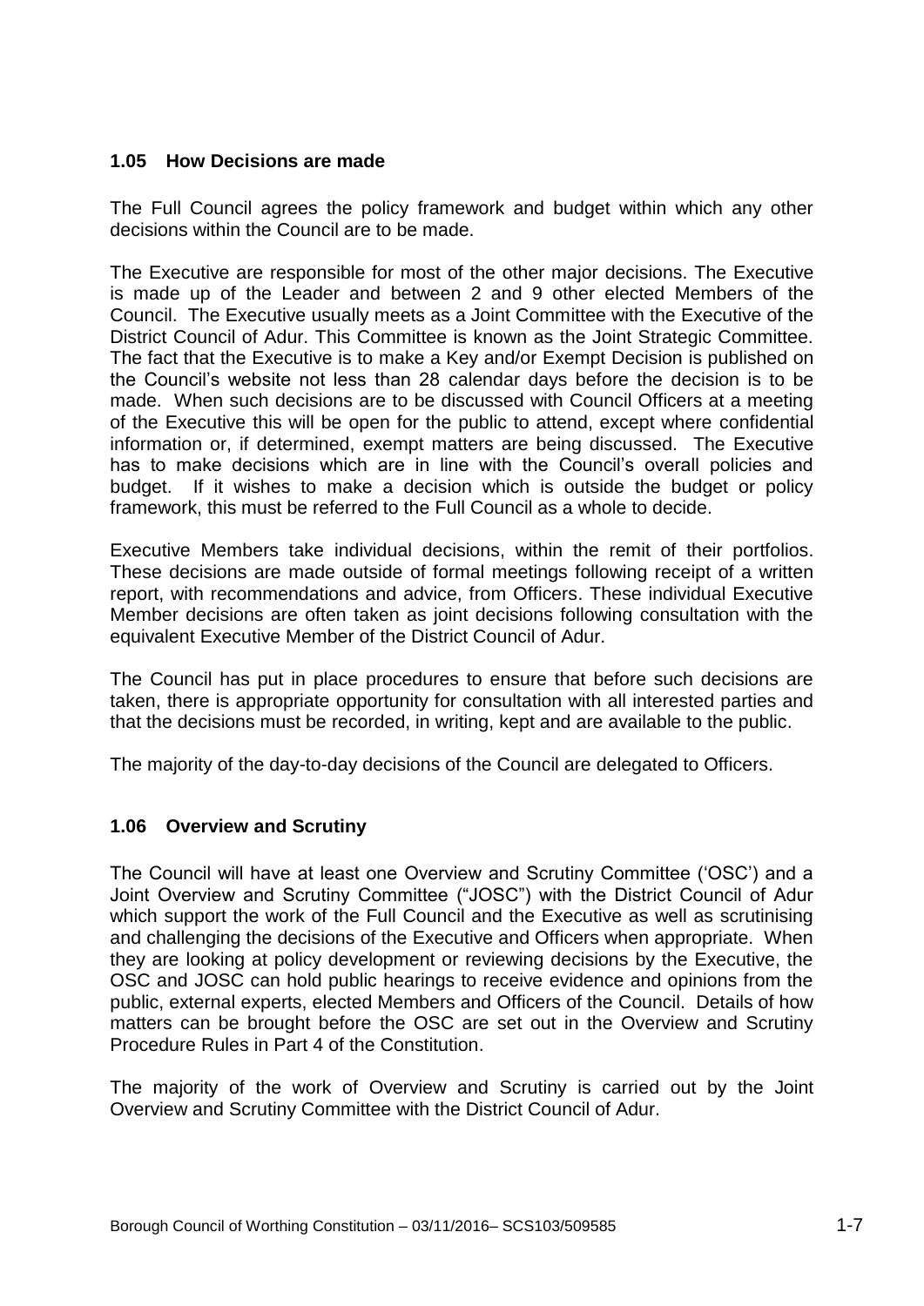## 1.05 How Decisions are made

The Full Council agrees the policy framework and budget within which any other decisions within the Council are to be made.

The Executive are responsible for most of the other major decisions. The Executive is made up of the Leader and between 2 and 9 other elected Members of the Council. The Executive usually meets as a Joint Committee with the Executive of the District Council of Adur. This Committee is known as the Joint Strategic Committee. The fact that the Executive is to make a Key and/or Exempt Decision is published on the Council's website not less than 28 calendar days before the decision is to be made. When such decisions are to be discussed with Council Officers at a meeting of the Executive this will be open for the public to attend, except where confidential information or, if determined, exempt matters are being discussed. The Executive has to make decisions which are in line with the Council's overall policies and budget. If it wishes to make a decision which is outside the budget or policy framework, this must be referred to the Full Council as a whole to decide.

Executive Members take individual decisions, within the remit of their portfolios. These decisions are made outside of formal meetings following receipt of a written report, with recommendations and advice, from Officers. These individual Executive Member decisions are often taken as joint decisions following consultation with the equivalent Executive Member of the District Council of Adur.

The Council has put in place procedures to ensure that before such decisions are taken, there is appropriate opportunity for consultation with all interested parties and that the decisions must be recorded, in writing, kept and are available to the public.

The majority of the day-to-day decisions of the Council are delegated to Officers.

## 1.06 Overview and Scrutiny

The Council will have at least one Overview and Scrutiny Committee ('OSC') and a Joint Overview and Scrutiny Committee ("JOSC") with the District Council of Adur which support the work of the Full Council and the Executive as well as scrutinising and challenging the decisions of the Executive and Officers when appropriate. When they are looking at policy development or reviewing decisions by the Executive, the OSC and JOSC can hold public hearings to receive evidence and opinions from the public, external experts, elected Members and Officers of the Council. Details of how matters can be brought before the OSC are set out in the Overview and Scrutiny Procedure Rules in Part 4 of the Constitution.

The majority of the work of Overview and Scrutiny is carried out by the Joint Overview and Scrutiny Committee with the District Council of Adur.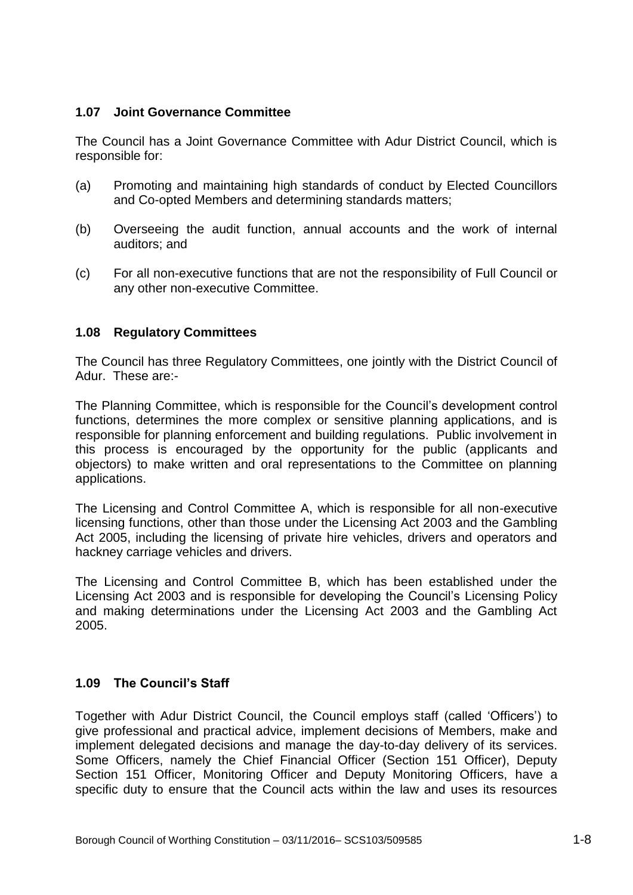### 1.07 Joint Governance Committee

The Council has a Joint Governance Committee with Adur District Council, which is responsible for:

(a) Promoting and maintaining high standards of conduct by Elected Councillors and Co-opted Members and determining standards matters;

(b) Overseeing the audit function, annual accounts and the work of internal auditors; and

(c) For all non-executive functions that are not the responsibility of Full Council or any other non-executive Committee.

### 1.08 Regulatory Committees

The Council has three Regulatory Committees, one jointly with the District Council of Adur. These are:-

The Planning Committee, which is responsible for the Council's development control functions, determines the more complex or sensitive planning applications, and is responsible for planning enforcement and building regulations. Public involvement in this process is encouraged by the opportunity for the public (applicants and objectors) to make written and oral representations to the Committee on planning applications.

The Licensing and Control Committee A, which is responsible for all non-executive licensing functions, other than those under the Licensing Act 2003 and the Gambling Act 2005, including the licensing of private hire vehicles, drivers and operators and hackney carriage vehicles and drivers.

The Licensing and Control Committee B, which has been established under the Licensing Act 2003 and is responsible for developing the Council's Licensing Policy and making determinations under the Licensing Act 2003 and the Gambling Act 2005.

### 1.09 The Council's Staff

Together with Adur District Council, the Council employs staff (called 'Officers') to give professional and practical advice, implement decisions of Members, make and implement delegated decisions and manage the day-to-day delivery of its services. Some Officers, namely the Chief Financial Officer (Section 151 Officer), Deputy Section 151 Officer, Monitoring Officer and Deputy Monitoring Officers, have a specific duty to ensure that the Council acts within the law and uses its resources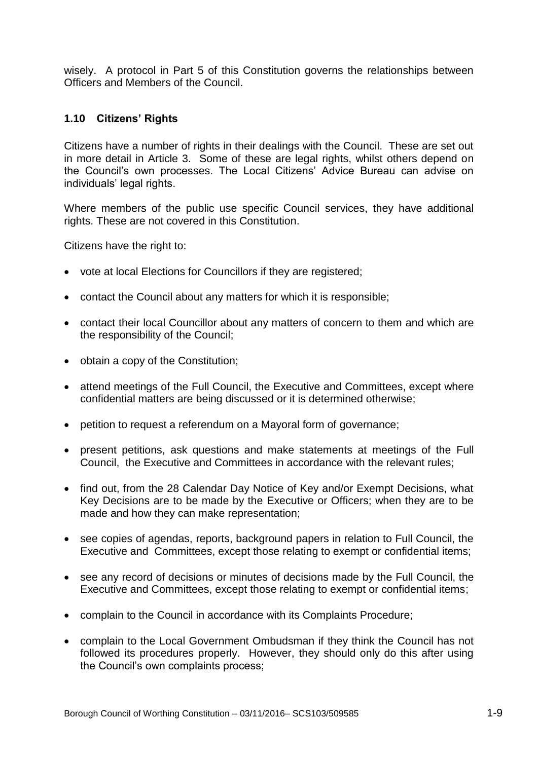wisely. A protocol in Part 5 of this Constitution governs the relationships between Officers and Members of the Council.

### 1.10 Citizens' Rights

Citizens have a number of rights in their dealings with the Council. These are set out in more detail in Article 3. Some of these are legal rights, whilst others depend on the Council's own processes. The Local Citizens' Advice Bureau can advise on individuals' legal rights.

Where members of the public use specific Council services, they have additional rights. These are not covered in this Constitution.

Citizens have the right to:

- vote at local Elections for Councillors if they are registered;
- contact the Council about any matters for which it is responsible;
- contact their local Councillor about any matters of concern to them and which are the responsibility of the Council;
- obtain a copy of the Constitution;
- attend meetings of the Full Council, the Executive and Committees, except where confidential matters are being discussed or it is determined otherwise;
- petition to request a referendum on a Mayoral form of governance;
- present petitions, ask questions and make statements at meetings of the Full Council, the Executive and Committees in accordance with the relevant rules;
- find out, from the 28 Calendar Day Notice of Key and/or Exempt Decisions, what Key Decisions are to be made by the Executive or Officers; when they are to be made and how they can make representation;
- see copies of agendas, reports, background papers in relation to Full Council, the Executive and Committees, except those relating to exempt or confidential items;
- see any record of decisions or minutes of decisions made by the Full Council, the Executive and Committees, except those relating to exempt or confidential items;
- complain to the Council in accordance with its Complaints Procedure;
- complain to the Local Government Ombudsman if they think the Council has not followed its procedures properly. However, they should only do this after using the Council's own complaints process;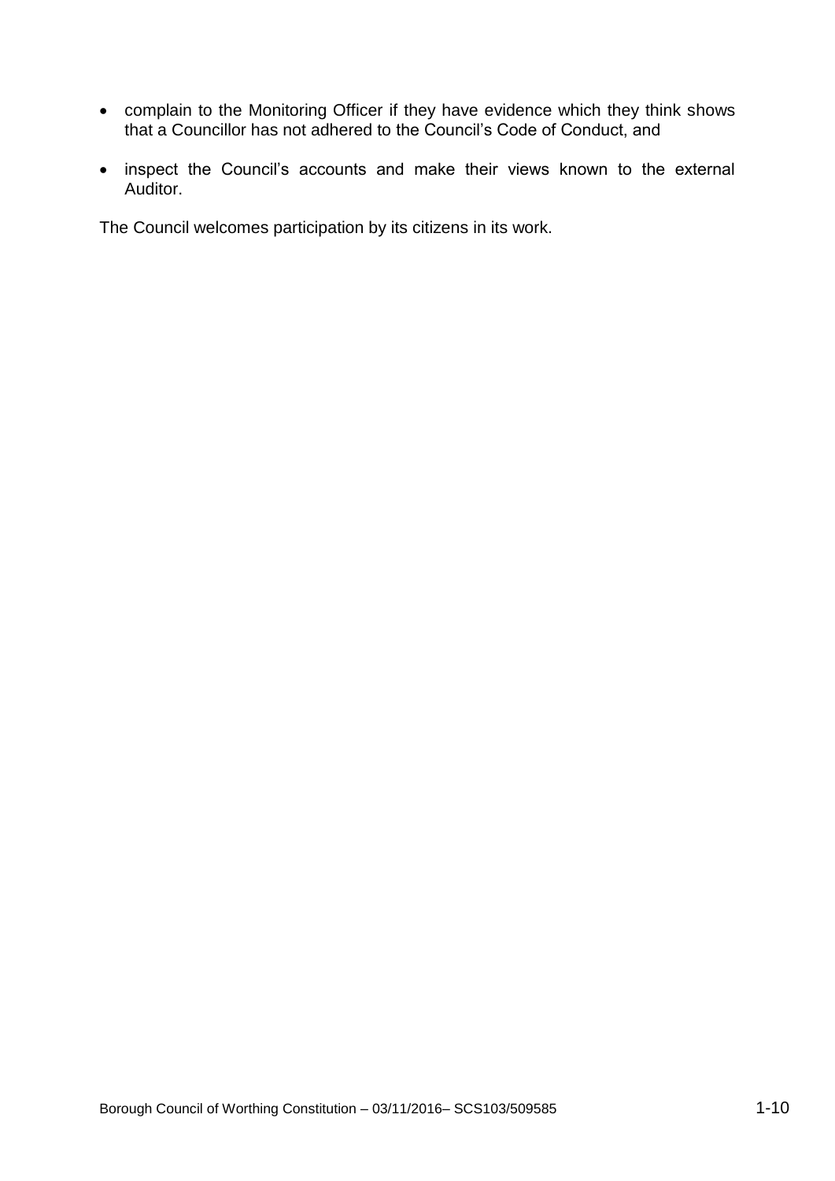- complain to the Monitoring Officer if they have evidence which they think shows that a Councillor has not adhered to the Council's Code of Conduct, and
- inspect the Council's accounts and make their views known to the external Auditor.

The Council welcomes participation by its citizens in its work.